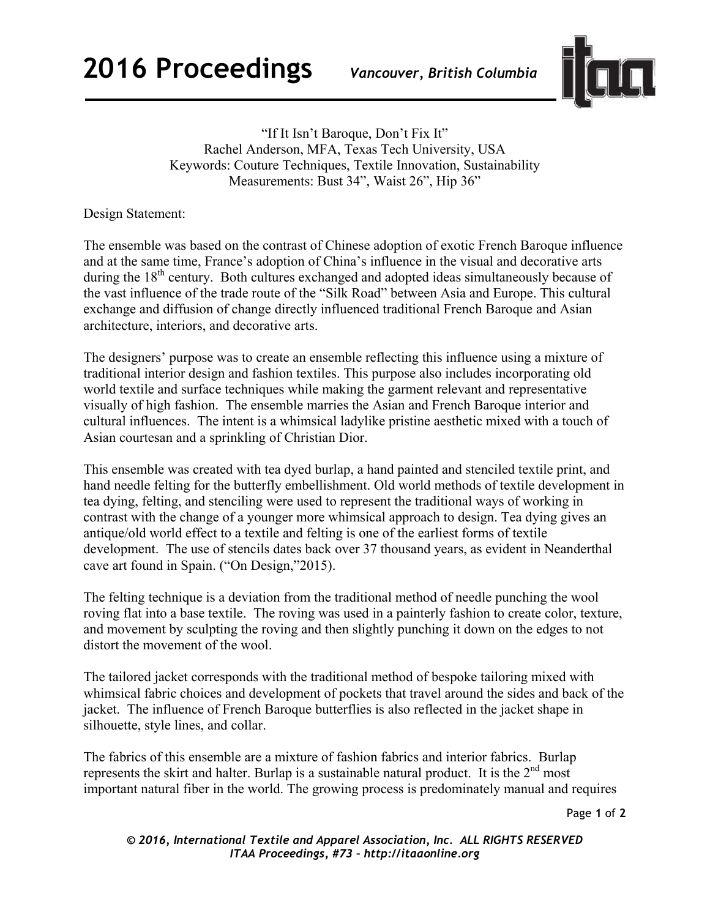"If It Isn't Baroque, Don't Fix It"
Rachel Anderson, MFA, Texas Tech University, USA
Keywords: Couture Techniques, Textile Innovation, Sustainability
Measurements: Bust 34", Waist 26", Hip 36"

Design Statement:

The ensemble was based on the contrast of Chinese adoption of exotic French Baroque influence and at the same time, France's adoption of China's influence in the visual and decorative arts during the 18th century. Both cultures exchanged and adopted ideas simultaneously because of the vast influence of the trade route of the "Silk Road" between Asia and Europe. This cultural exchange and diffusion of change directly influenced traditional French Baroque and Asian architecture, interiors, and decorative arts.

The designers' purpose was to create an ensemble reflecting this influence using a mixture of traditional interior design and fashion textiles. This purpose also includes incorporating old world textile and surface techniques while making the garment relevant and representative visually of high fashion. The ensemble marries the Asian and French Baroque interior and cultural influences. The intent is a whimsical ladylike pristine aesthetic mixed with a touch of Asian courtesan and a sprinkling of Christian Dior.

This ensemble was created with tea dyed burlap, a hand painted and stenciled textile print, and hand needle felting for the butterfly embellishment. Old world methods of textile development in tea dying, felting, and stenciling were used to represent the traditional ways of working in contrast with the change of a younger more whimsical approach to design. Tea dying gives an antique/old world effect to a textile and felting is one of the earliest forms of textile development. The use of stencils dates back over 37 thousand years, as evident in Neanderthal cave art found in Spain. ("On Design,"2015).

The felting technique is a deviation from the traditional method of needle punching the wool roving flat into a base textile. The roving was used in a painterly fashion to create color, texture, and movement by sculpting the roving and then slightly punching it down on the edges to not distort the movement of the wool.

The tailored jacket corresponds with the traditional method of bespoke tailoring mixed with whimsical fabric choices and development of pockets that travel around the sides and back of the jacket. The influence of French Baroque butterflies is also reflected in the jacket shape in silhouette, style lines, and collar.

The fabrics of this ensemble are a mixture of fashion fabrics and interior fabrics. Burlap represents the skirt and halter. Burlap is a sustainable natural product. It is the 2nd most important natural fiber in the world. The growing process is predominately manual and requires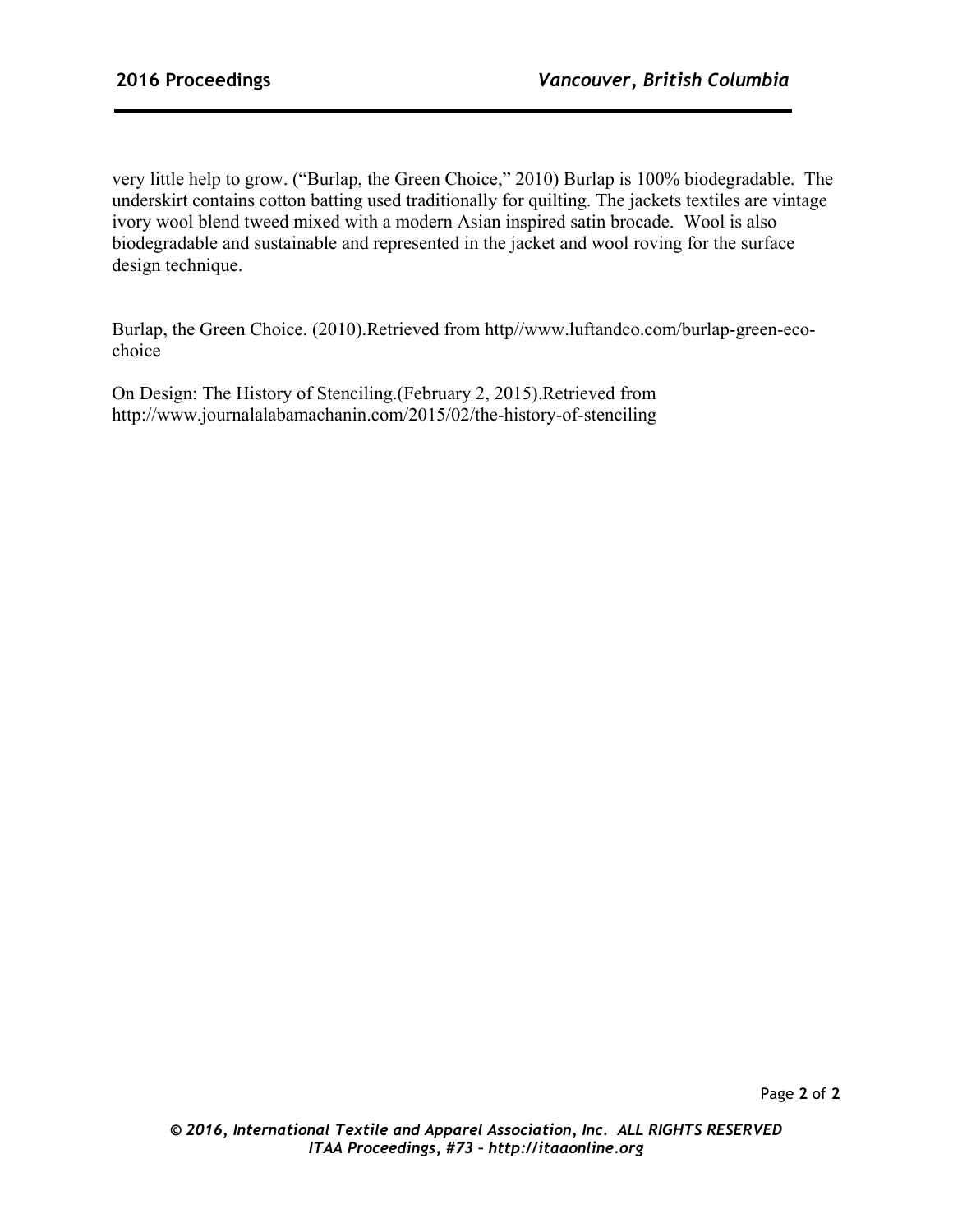very little help to grow. ("Burlap, the Green Choice," 2010) Burlap is 100% biodegradable. The underskirt contains cotton batting used traditionally for quilting. The jackets textiles are vintage ivory wool blend tweed mixed with a modern Asian inspired satin brocade. Wool is also biodegradable and sustainable and represented in the jacket and wool roving for the surface design technique.

Burlap, the Green Choice. (2010).Retrieved from http//www.luftandco.com/burlap-green-eco-choice

On Design: The History of Stenciling.(February 2, 2015).Retrieved from http://www.journalalabamachanin.com/2015/02/the-history-of-stenciling